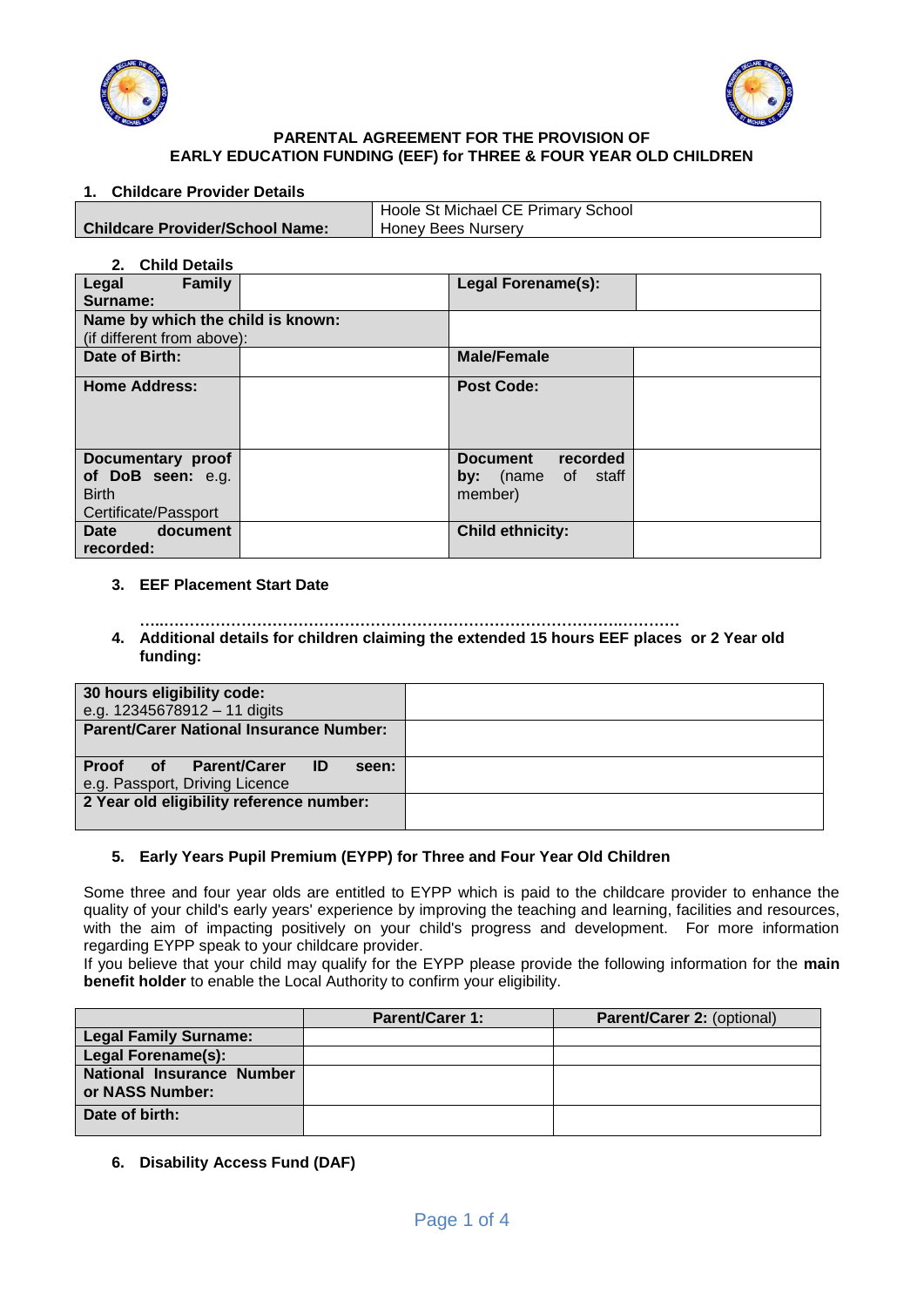**PARENTAL AGREEMENT FOR THE PROVISION OF EARLY EDUCATION FUNDING (EEF) for THREE & FOUR YEAR OLD CHILDREN**

**1. Childcare Provider Details**

| **Childcare Provider/School Name:** | Hoole St Michael CE Primary School Honey Bees Nursery |
|---|---|

**2. Child Details**

| **Legal Family Surname:** | | **Legal Forename(s):** | |
|---|---|---|---|
| **Name by which the child is known:** (if different from above): | | | |
| **Date of Birth:** | | **Male/Female** | |
| **Home Address:** | | **Post Code:** | |
| **Documentary proof of DoB seen:** e.g. Birth Certificate/Passport | | **Document recorded by:** (name of staff member) | |
| **Date document recorded:** | | **Child ethnicity:** | |

**3. EEF Placement Start Date**

…………………………………………………………………………………………..…………

**4. Additional details for children claiming the extended 15 hours EEF places or 2 Year old funding:**

| **30 hours eligibility code:** e.g. 12345678912 – 11 digits | |
|---|---|
| **Parent/Carer National Insurance Number:** | |
| **Proof of Parent/Carer ID seen:** e.g. Passport, Driving Licence | |
| **2 Year old eligibility reference number:** | |

**5. Early Years Pupil Premium (EYPP) for Three and Four Year Old Children**

Some three and four year olds are entitled to EYPP which is paid to the childcare provider to enhance the quality of your child's early years' experience by improving the teaching and learning, facilities and resources, with the aim of impacting positively on your child's progress and development. For more information regarding EYPP speak to your childcare provider.

If you believe that your child may qualify for the EYPP please provide the following information for the **main benefit holder** to enable the Local Authority to confirm your eligibility.

| | **Parent/Carer 1:** | **Parent/Carer 2:** (optional) |
|---|---|---|
| **Legal Family Surname:** | | |
| **Legal Forename(s):** | | |
| **National Insurance Number or NASS Number:** | | |
| **Date of birth:** | | |

**6. Disability Access Fund (DAF)**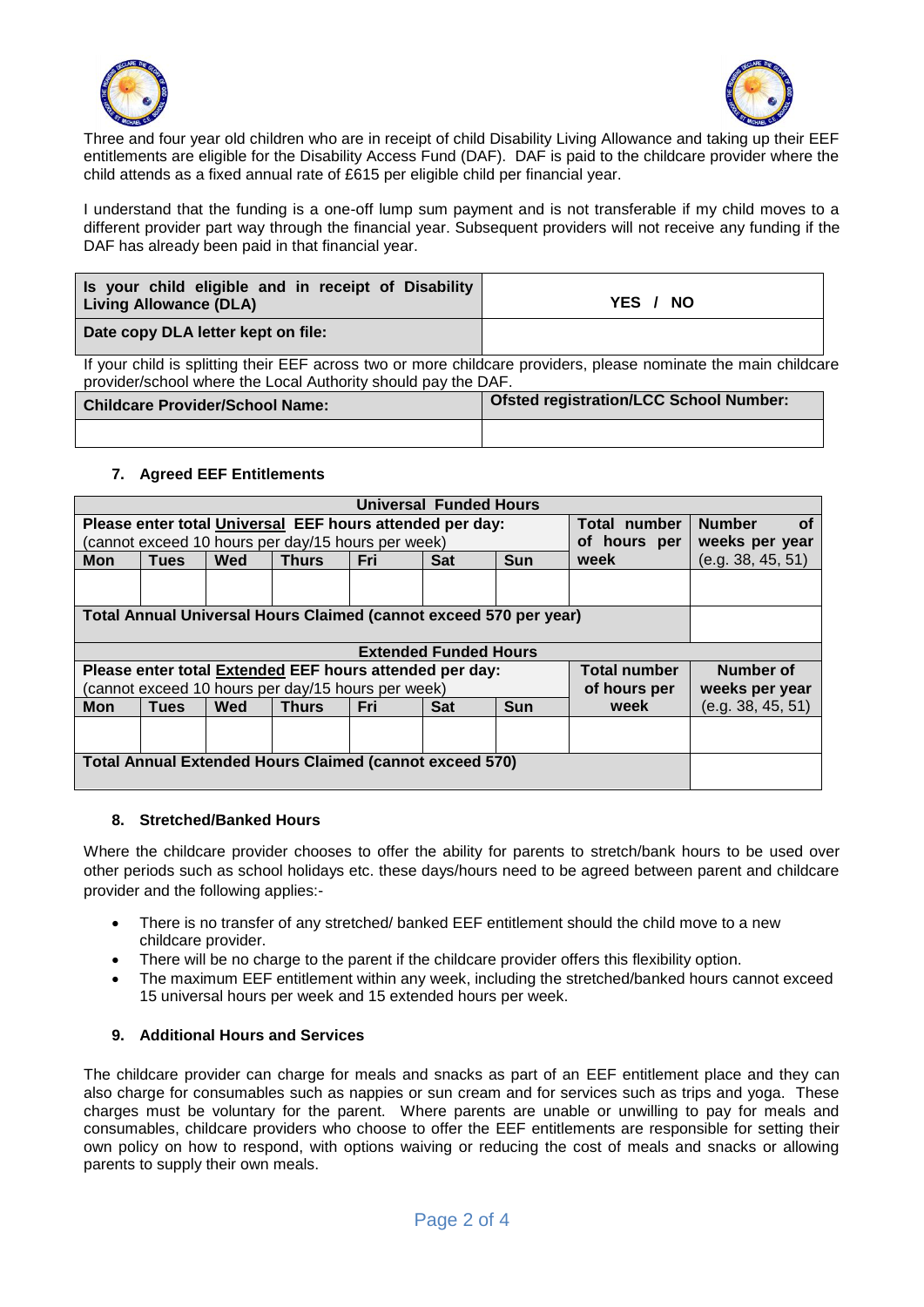Three and four year old children who are in receipt of child Disability Living Allowance and taking up their EEF entitlements are eligible for the Disability Access Fund (DAF). DAF is paid to the childcare provider where the child attends as a fixed annual rate of £615 per eligible child per financial year.

I understand that the funding is a one-off lump sum payment and is not transferable if my child moves to a different provider part way through the financial year. Subsequent providers will not receive any funding if the DAF has already been paid in that financial year.

| **Is your child eligible and in receipt of Disability Living Allowance (DLA)** | **YES / NO** |
|---|---|
| **Date copy DLA letter kept on file:** | |

If your child is splitting their EEF across two or more childcare providers, please nominate the main childcare provider/school where the Local Authority should pay the DAF.

| **Childcare Provider/School Name:** | **Ofsted registration/LCC School Number:** |
|---|---|
| | |

## 7. Agreed EEF Entitlements

| **Universal Funded Hours** | | | | | | | | |
|---|---|---|---|---|---|---|---|---|
| **Please enter total Universal EEF hours attended per day:** (cannot exceed 10 hours per day/15 hours per week) | | | | | | | **Total number of hours per week** | **Number of weeks per year** (e.g. 38, 45, 51) |
| **Mon** | **Tues** | **Wed** | **Thurs** | **Fri** | **Sat** | **Sun** | | |
| | | | | | | | | |
| **Total Annual Universal Hours Claimed (cannot exceed 570 per year)** | | | | | | | | |

| **Extended Funded Hours** | | | | | | | | |
|---|---|---|---|---|---|---|---|---|
| **Please enter total Extended EEF hours attended per day:** (cannot exceed 10 hours per day/15 hours per week) | | | | | | | **Total number of hours per week** | **Number of weeks per year** (e.g. 38, 45, 51) |
| **Mon** | **Tues** | **Wed** | **Thurs** | **Fri** | **Sat** | **Sun** | | |
| | | | | | | | | |
| **Total Annual Extended Hours Claimed (cannot exceed 570)** | | | | | | | | |

## 8. Stretched/Banked Hours

Where the childcare provider chooses to offer the ability for parents to stretch/bank hours to be used over other periods such as school holidays etc. these days/hours need to be agreed between parent and childcare provider and the following applies:-

- There is no transfer of any stretched/ banked EEF entitlement should the child move to a new childcare provider.
- There will be no charge to the parent if the childcare provider offers this flexibility option.
- The maximum EEF entitlement within any week, including the stretched/banked hours cannot exceed 15 universal hours per week and 15 extended hours per week.

## 9. Additional Hours and Services

The childcare provider can charge for meals and snacks as part of an EEF entitlement place and they can also charge for consumables such as nappies or sun cream and for services such as trips and yoga. These charges must be voluntary for the parent. Where parents are unable or unwilling to pay for meals and consumables, childcare providers who choose to offer the EEF entitlements are responsible for setting their own policy on how to respond, with options waiving or reducing the cost of meals and snacks or allowing parents to supply their own meals.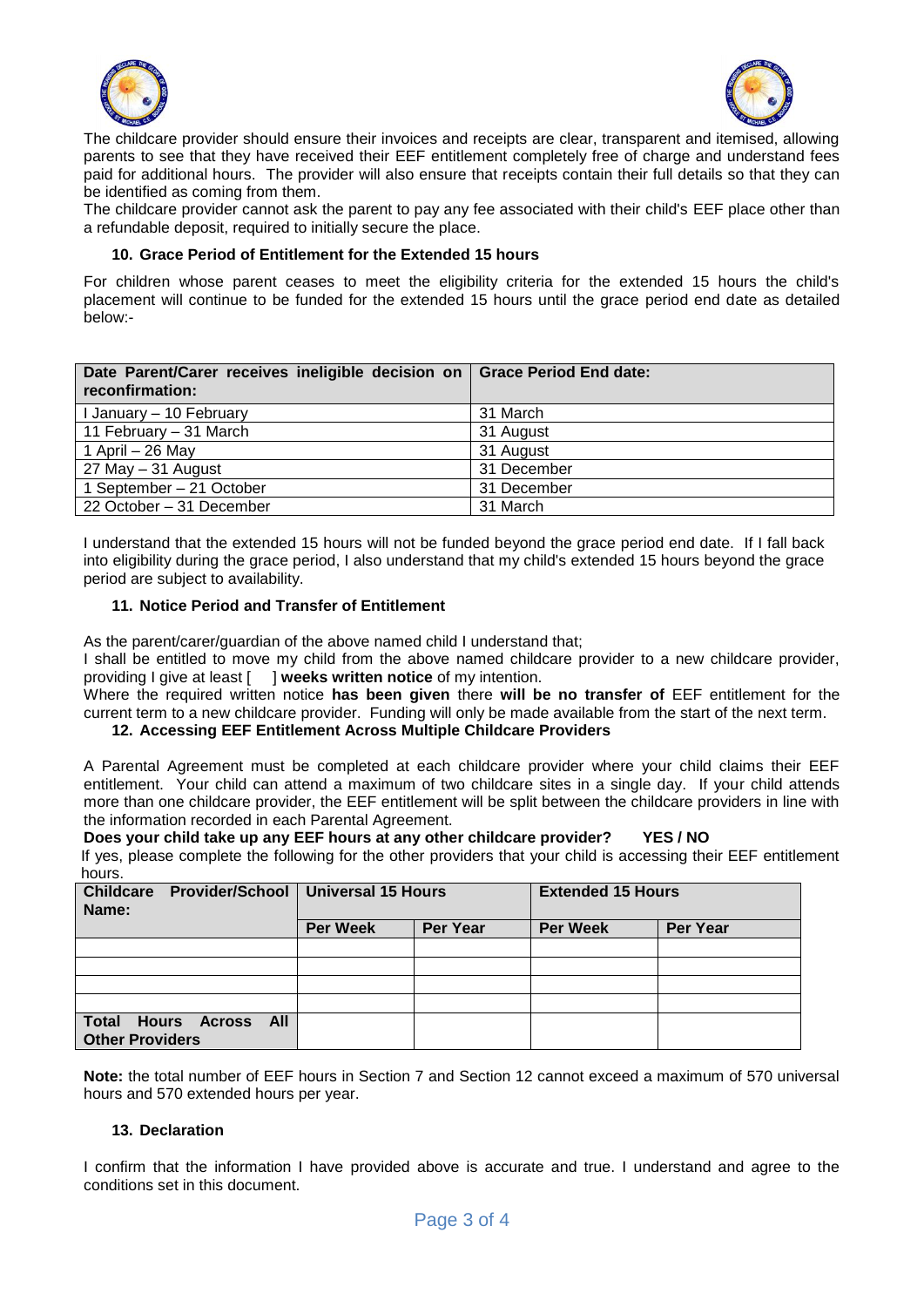The childcare provider should ensure their invoices and receipts are clear, transparent and itemised, allowing parents to see that they have received their EEF entitlement completely free of charge and understand fees paid for additional hours. The provider will also ensure that receipts contain their full details so that they can be identified as coming from them.

The childcare provider cannot ask the parent to pay any fee associated with their child's EEF place other than a refundable deposit, required to initially secure the place.

### 10. Grace Period of Entitlement for the Extended 15 hours

For children whose parent ceases to meet the eligibility criteria for the extended 15 hours the child's placement will continue to be funded for the extended 15 hours until the grace period end date as detailed below:-

| Date Parent/Carer receives ineligible decision on reconfirmation: | Grace Period End date: |
|---|---|
| I January – 10 February | 31 March |
| 11 February – 31 March | 31 August |
| 1 April – 26 May | 31 August |
| 27 May – 31 August | 31 December |
| 1 September – 21 October | 31 December |
| 22 October – 31 December | 31 March |

I understand that the extended 15 hours will not be funded beyond the grace period end date. If I fall back into eligibility during the grace period, I also understand that my child's extended 15 hours beyond the grace period are subject to availability.

### 11. Notice Period and Transfer of Entitlement

As the parent/carer/guardian of the above named child I understand that;

I shall be entitled to move my child from the above named childcare provider to a new childcare provider, providing I give at least [ ] **weeks written notice** of my intention.

Where the required written notice **has been given** there **will be no transfer of** EEF entitlement for the current term to a new childcare provider. Funding will only be made available from the start of the next term.

### 12. Accessing EEF Entitlement Across Multiple Childcare Providers

A Parental Agreement must be completed at each childcare provider where your child claims their EEF entitlement. Your child can attend a maximum of two childcare sites in a single day. If your child attends more than one childcare provider, the EEF entitlement will be split between the childcare providers in line with the information recorded in each Parental Agreement.

**Does your child take up any EEF hours at any other childcare provider? YES / NO**

If yes, please complete the following for the other providers that your child is accessing their EEF entitlement hours.

| Childcare Provider/School Name: | Universal 15 Hours | | Extended 15 Hours | |
|---|---|---|---|---|
| | Per Week | Per Year | Per Week | Per Year |
| | | | | |
| | | | | |
| | | | | |
| | | | | |
| Total Hours Across All Other Providers | | | | |

**Note:** the total number of EEF hours in Section 7 and Section 12 cannot exceed a maximum of 570 universal hours and 570 extended hours per year.

### 13. Declaration

I confirm that the information I have provided above is accurate and true. I understand and agree to the conditions set in this document.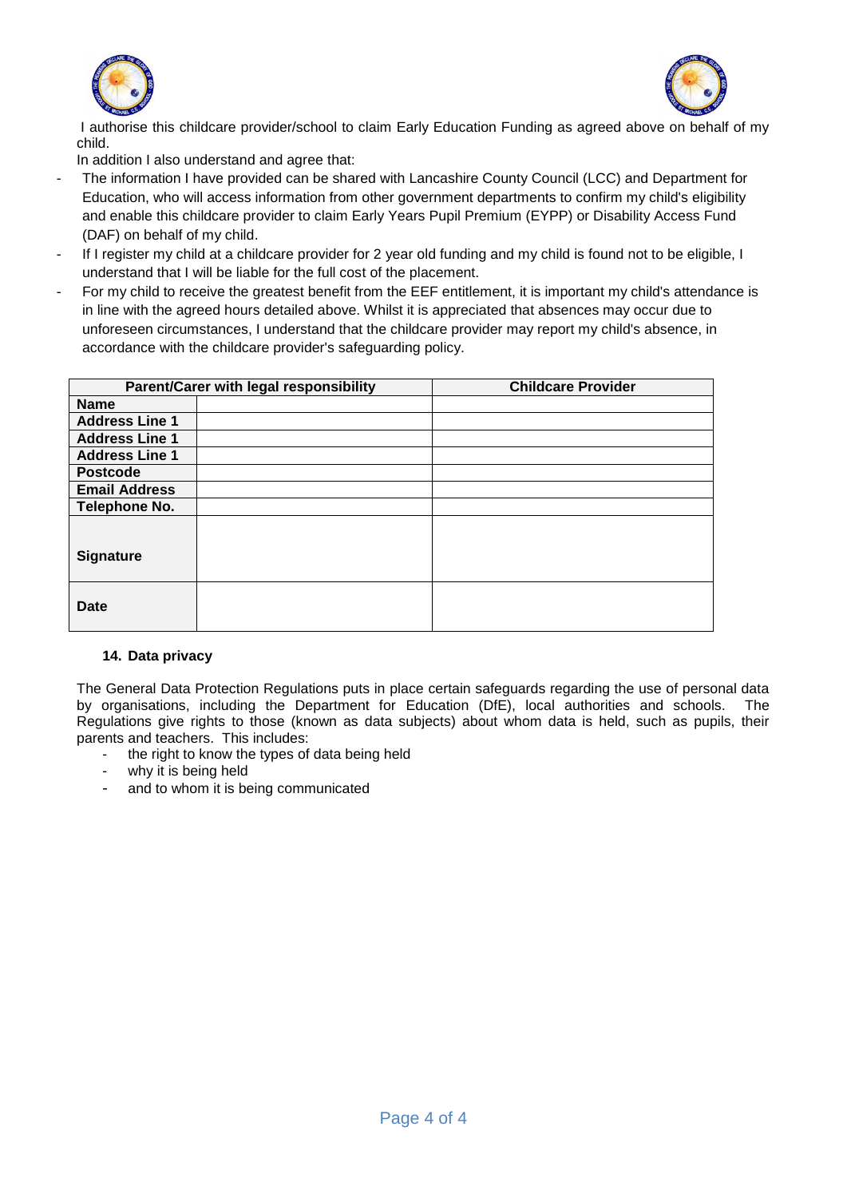I authorise this childcare provider/school to claim Early Education Funding as agreed above on behalf of my child.

In addition I also understand and agree that:

- The information I have provided can be shared with Lancashire County Council (LCC) and Department for Education, who will access information from other government departments to confirm my child's eligibility and enable this childcare provider to claim Early Years Pupil Premium (EYPP) or Disability Access Fund (DAF) on behalf of my child.
- If I register my child at a childcare provider for 2 year old funding and my child is found not to be eligible, I understand that I will be liable for the full cost of the placement.
- For my child to receive the greatest benefit from the EEF entitlement, it is important my child's attendance is in line with the agreed hours detailed above. Whilst it is appreciated that absences may occur due to unforeseen circumstances, I understand that the childcare provider may report my child's absence, in accordance with the childcare provider's safeguarding policy.

| Parent/Carer with legal responsibility | | Childcare Provider |
|---|---|---|
| **Name** | | |
| **Address Line 1** | | |
| **Address Line 1** | | |
| **Address Line 1** | | |
| **Postcode** | | |
| **Email Address** | | |
| **Telephone No.** | | |
| **Signature** | | |
| **Date** | | |

**14. Data privacy**

The General Data Protection Regulations puts in place certain safeguards regarding the use of personal data by organisations, including the Department for Education (DfE), local authorities and schools. The Regulations give rights to those (known as data subjects) about whom data is held, such as pupils, their parents and teachers. This includes:

- the right to know the types of data being held
- why it is being held
- and to whom it is being communicated